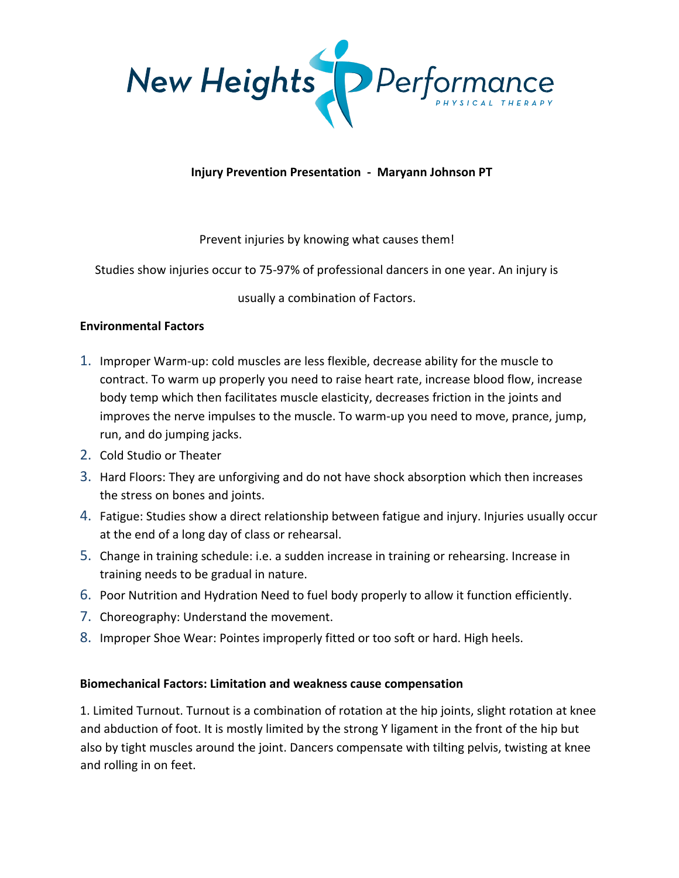**New Heights Performance** PHYSICAL THERAPY

**Injury Prevention Presentation - Maryann Johnson PT**

Prevent injuries by knowing what causes them!

Studies show injuries occur to 75-97% of professional dancers in one year. An injury is usually a combination of Factors.

**Environmental Factors**

1. Improper Warm-up: cold muscles are less flexible, decrease ability for the muscle to contract. To warm up properly you need to raise heart rate, increase blood flow, increase body temp which then facilitates muscle elasticity, decreases friction in the joints and improves the nerve impulses to the muscle. To warm-up you need to move, prance, jump, run, and do jumping jacks.
2. Cold Studio or Theater
3. Hard Floors: They are unforgiving and do not have shock absorption which then increases the stress on bones and joints.
4. Fatigue: Studies show a direct relationship between fatigue and injury. Injuries usually occur at the end of a long day of class or rehearsal.
5. Change in training schedule: i.e. a sudden increase in training or rehearsing. Increase in training needs to be gradual in nature.
6. Poor Nutrition and Hydration Need to fuel body properly to allow it function efficiently.
7. Choreography: Understand the movement.
8. Improper Shoe Wear: Pointes improperly fitted or too soft or hard. High heels.

**Biomechanical Factors: Limitation and weakness cause compensation**

1. Limited Turnout. Turnout is a combination of rotation at the hip joints, slight rotation at knee and abduction of foot. It is mostly limited by the strong Y ligament in the front of the hip but also by tight muscles around the joint. Dancers compensate with tilting pelvis, twisting at knee and rolling in on feet.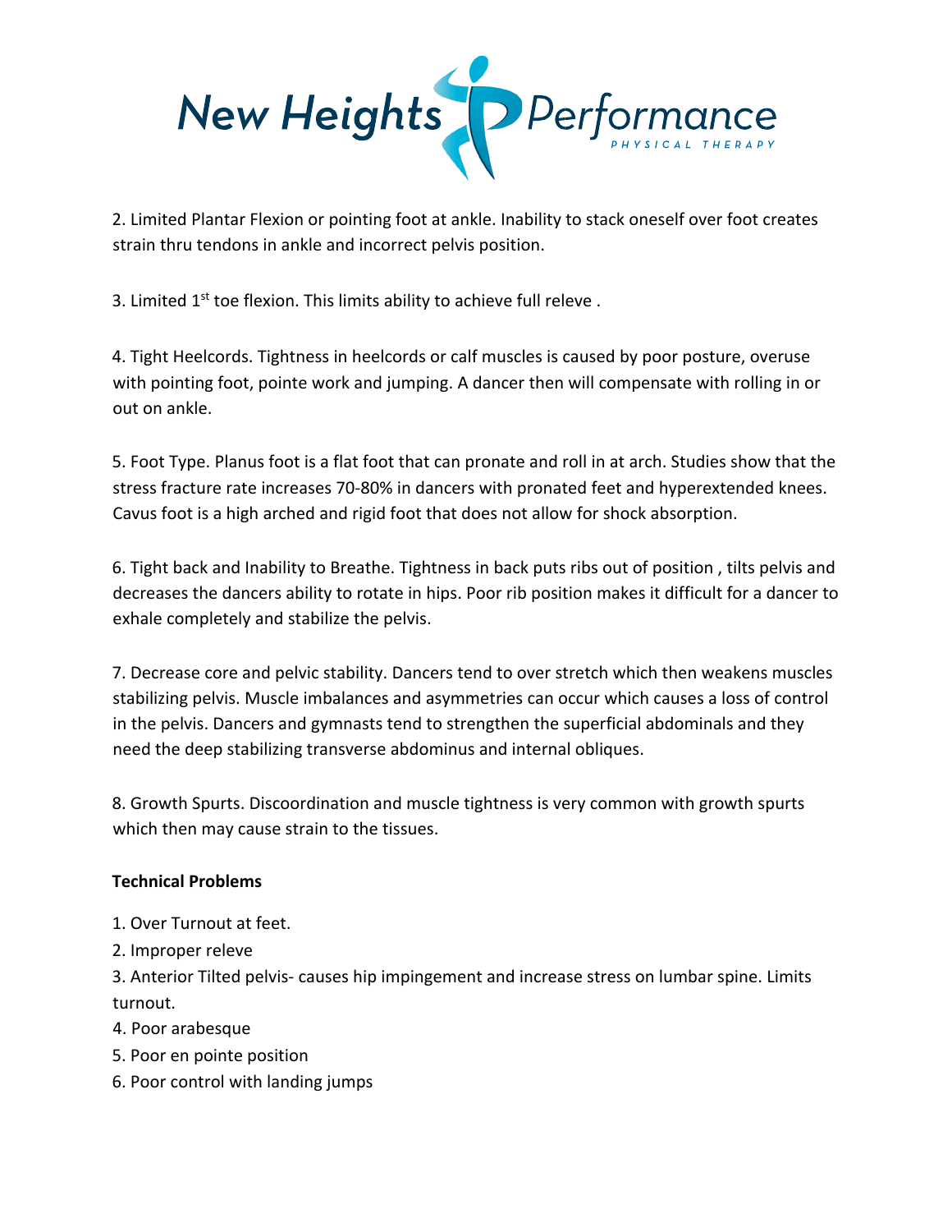2. Limited Plantar Flexion or pointing foot at ankle. Inability to stack oneself over foot creates strain thru tendons in ankle and incorrect pelvis position.

3. Limited 1st toe flexion. This limits ability to achieve full releve .

4. Tight Heelcords. Tightness in heelcords or calf muscles is caused by poor posture, overuse with pointing foot, pointe work and jumping. A dancer then will compensate with rolling in or out on ankle.

5. Foot Type. Planus foot is a flat foot that can pronate and roll in at arch. Studies show that the stress fracture rate increases 70-80% in dancers with pronated feet and hyperextended knees. Cavus foot is a high arched and rigid foot that does not allow for shock absorption.

6. Tight back and Inability to Breathe. Tightness in back puts ribs out of position , tilts pelvis and decreases the dancers ability to rotate in hips. Poor rib position makes it difficult for a dancer to exhale completely and stabilize the pelvis.

7. Decrease core and pelvic stability. Dancers tend to over stretch which then weakens muscles stabilizing pelvis. Muscle imbalances and asymmetries can occur which causes a loss of control in the pelvis. Dancers and gymnasts tend to strengthen the superficial abdominals and they need the deep stabilizing transverse abdominus and internal obliques.

8. Growth Spurts. Discoordination and muscle tightness is very common with growth spurts which then may cause strain to the tissues.

**Technical Problems**

1. Over Turnout at feet.
2. Improper releve
3. Anterior Tilted pelvis- causes hip impingement and increase stress on lumbar spine. Limits turnout.
4. Poor arabesque
5. Poor en pointe position
6. Poor control with landing jumps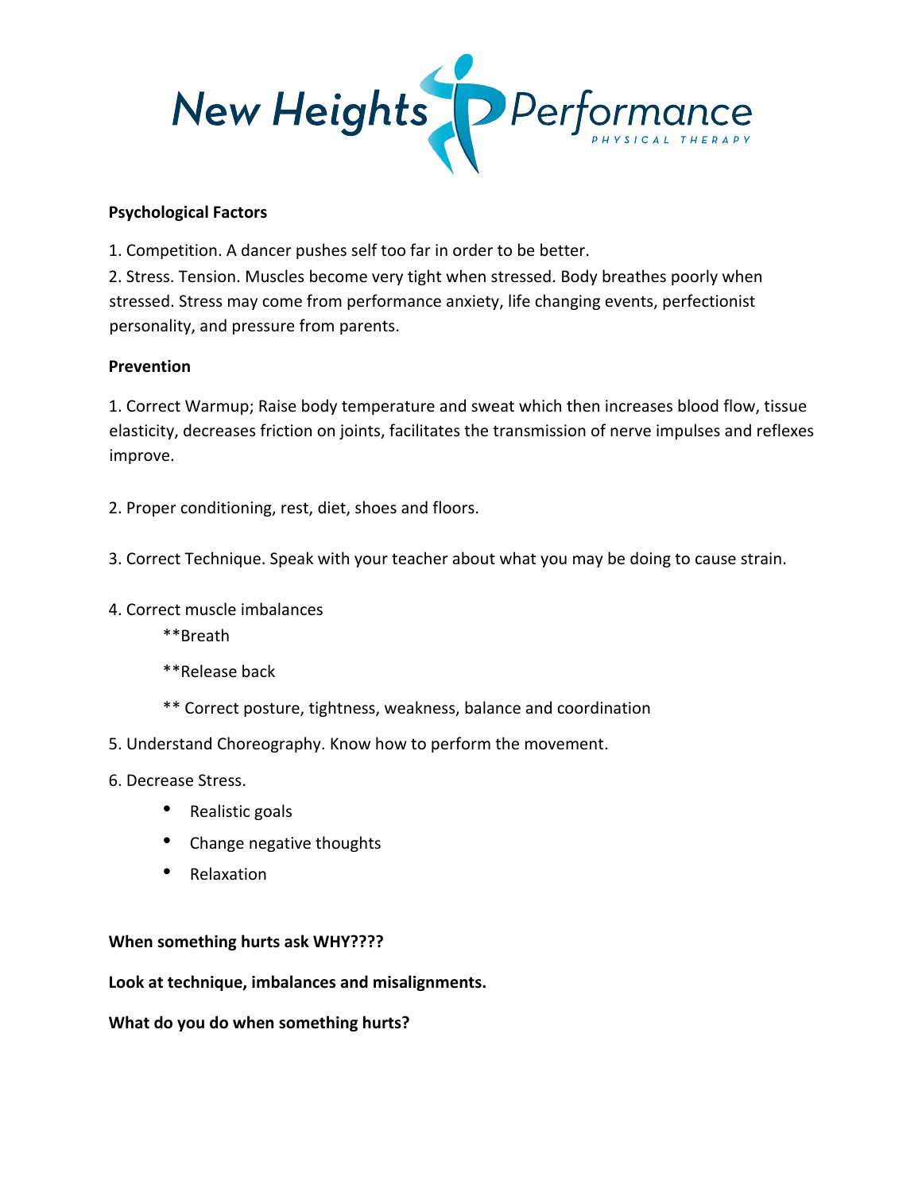**Psychological Factors**

1. Competition. A dancer pushes self too far in order to be better.
2. Stress. Tension. Muscles become very tight when stressed. Body breathes poorly when stressed. Stress may come from performance anxiety, life changing events, perfectionist personality, and pressure from parents.

**Prevention**

1. Correct Warmup; Raise body temperature and sweat which then increases blood flow, tissue elasticity, decreases friction on joints, facilitates the transmission of nerve impulses and reflexes improve.

2. Proper conditioning, rest, diet, shoes and floors.

3. Correct Technique. Speak with your teacher about what you may be doing to cause strain.

4. Correct muscle imbalances

   **Breath

   **Release back

   ** Correct posture, tightness, weakness, balance and coordination

5. Understand Choreography. Know how to perform the movement.

6. Decrease Stress.

   - Realistic goals
   - Change negative thoughts
   - Relaxation

**When something hurts ask WHY????**

**Look at technique, imbalances and misalignments.**

**What do you do when something hurts?**